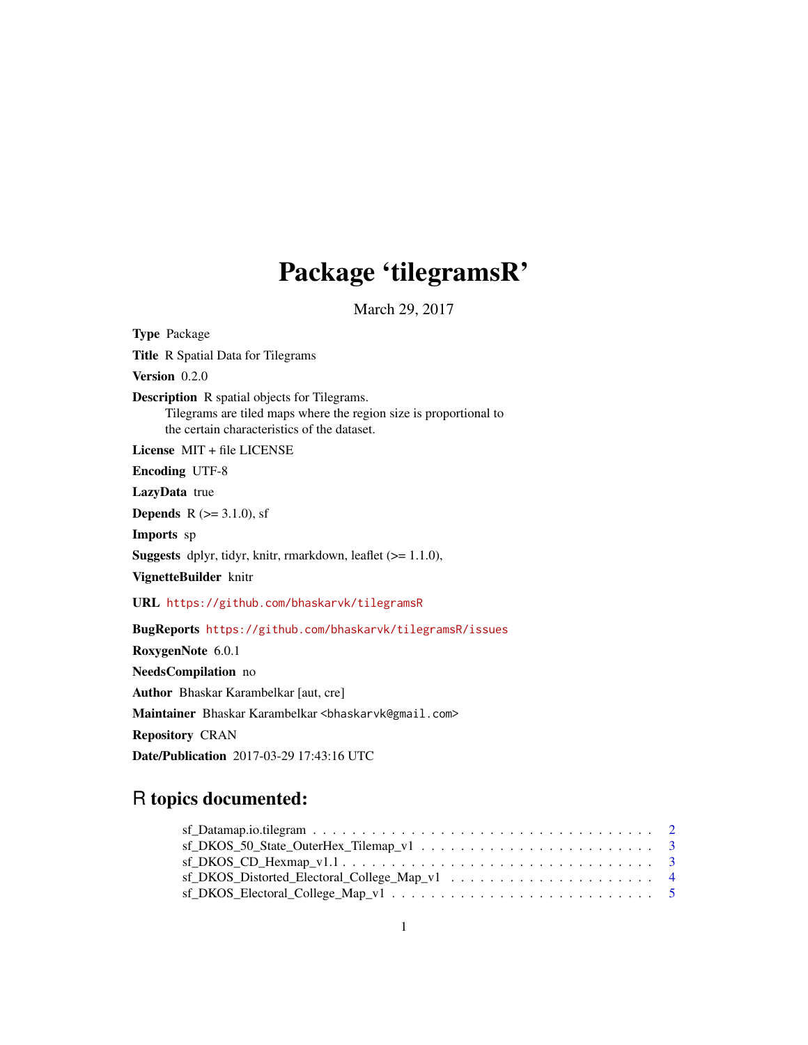# Package 'tilegramsR'

March 29, 2017

**Type** Package

**Title** R Spatial Data for Tilegrams

**Version** 0.2.0

**Description** R spatial objects for Tilegrams.
Tilegrams are tiled maps where the region size is proportional to the certain characteristics of the dataset.

**License** MIT + file LICENSE

**Encoding** UTF-8

**LazyData** true

**Depends** R (>= 3.1.0), sf

**Imports** sp

**Suggests** dplyr, tidyr, knitr, rmarkdown, leaflet (>= 1.1.0),

**VignetteBuilder** knitr

**URL** https://github.com/bhaskarvk/tilegramsR

**BugReports** https://github.com/bhaskarvk/tilegramsR/issues

**RoxygenNote** 6.0.1

**NeedsCompilation** no

**Author** Bhaskar Karambelkar [aut, cre]

**Maintainer** Bhaskar Karambelkar <bhaskarvk@gmail.com>

**Repository** CRAN

**Date/Publication** 2017-03-29 17:43:16 UTC

## R topics documented:

sf_Datamap.io.tilegram . . . . . . . . . . . . . . . . . . . . . . . . . . . . . . . . . . 2
sf_DKOS_50_State_OuterHex_Tilemap_v1 . . . . . . . . . . . . . . . . . . . . . . . . 3
sf_DKOS_CD_Hexmap_v1.1 . . . . . . . . . . . . . . . . . . . . . . . . . . . . . . . 3
sf_DKOS_Distorted_Electoral_College_Map_v1 . . . . . . . . . . . . . . . . . . . . . 4
sf_DKOS_Electoral_College_Map_v1 . . . . . . . . . . . . . . . . . . . . . . . . . . 5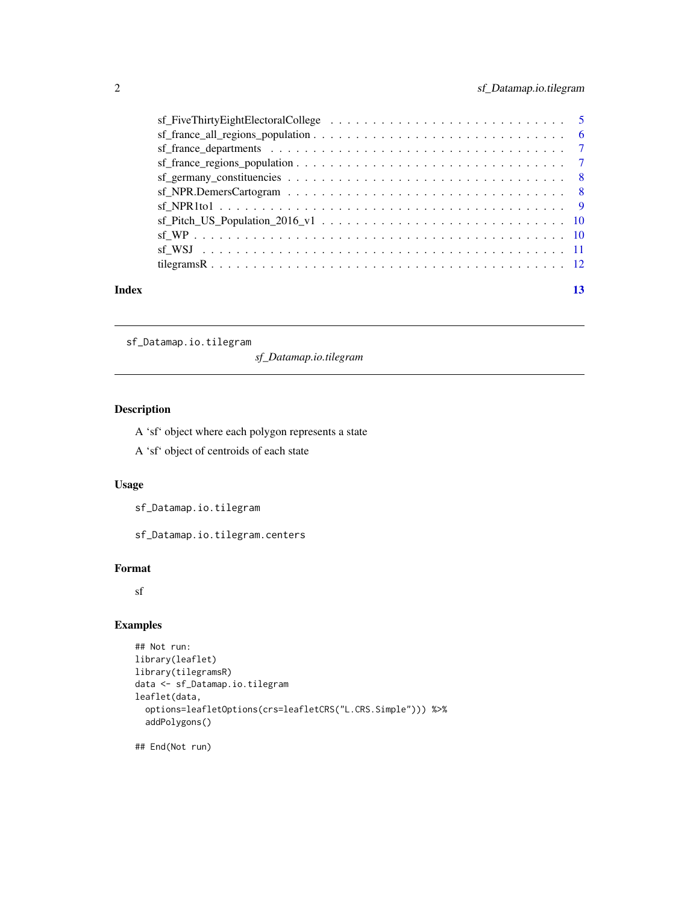| | |
|---|---|
| sf_FiveThirtyEightElectoralCollege | 5 |
| sf_france_all_regions_population | 6 |
| sf_france_departments | 7 |
| sf_france_regions_population | 7 |
| sf_germany_constituencies | 8 |
| sf_NPR.DemersCartogram | 8 |
| sf_NPR1to1 | 9 |
| sf_Pitch_US_Population_2016_v1 | 10 |
| sf_WP | 10 |
| sf_WSJ | 11 |
| tilegramsR | 12 |

**Index** 13

---

## sf_Datamap.io.tilegram

*sf_Datamap.io.tilegram*

---

### Description

A 'sf' object where each polygon represents a state

A 'sf' object of centroids of each state

### Usage

```
sf_Datamap.io.tilegram

sf_Datamap.io.tilegram.centers
```

### Format

sf

### Examples

```
## Not run:
library(leaflet)
library(tilegramsR)
data <- sf_Datamap.io.tilegram
leaflet(data,
  options=leafletOptions(crs=leafletCRS("L.CRS.Simple"))) %>%
  addPolygons()

## End(Not run)
```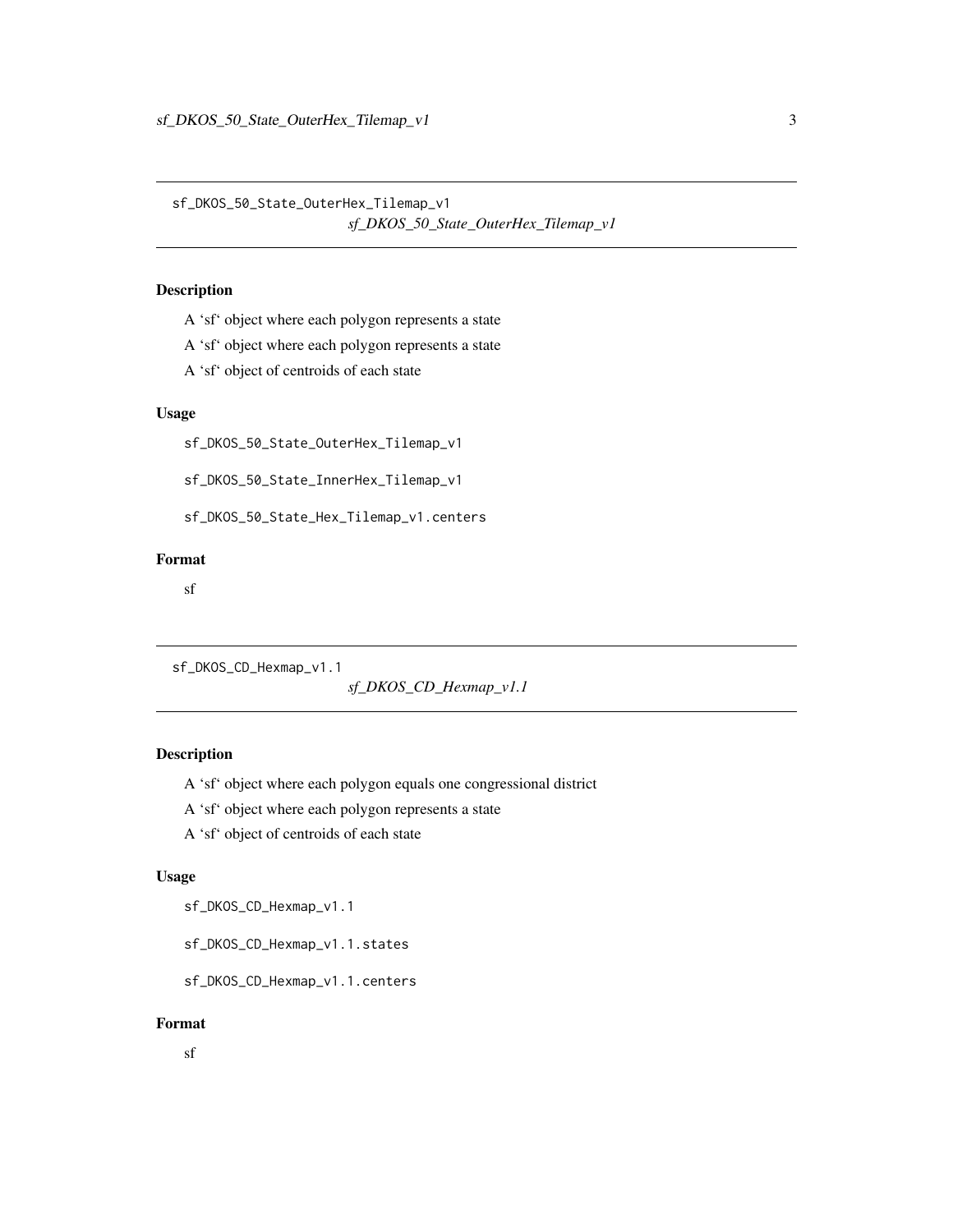## sf_DKOS_50_State_OuterHex_Tilemap_v1

*sf_DKOS_50_State_OuterHex_Tilemap_v1*

### Description

A 'sf' object where each polygon represents a state

A 'sf' object where each polygon represents a state

A 'sf' object of centroids of each state

### Usage

```
sf_DKOS_50_State_OuterHex_Tilemap_v1

sf_DKOS_50_State_InnerHex_Tilemap_v1

sf_DKOS_50_State_Hex_Tilemap_v1.centers
```

### Format

sf

## sf_DKOS_CD_Hexmap_v1.1

*sf_DKOS_CD_Hexmap_v1.1*

### Description

A 'sf' object where each polygon equals one congressional district

A 'sf' object where each polygon represents a state

A 'sf' object of centroids of each state

### Usage

```
sf_DKOS_CD_Hexmap_v1.1

sf_DKOS_CD_Hexmap_v1.1.states

sf_DKOS_CD_Hexmap_v1.1.centers
```

### Format

sf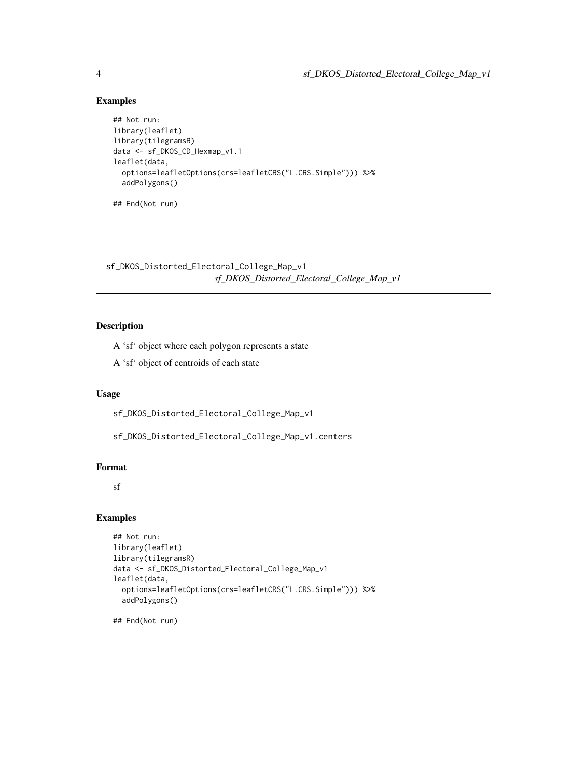## Examples

```
## Not run:
library(leaflet)
library(tilegramsR)
data <- sf_DKOS_CD_Hexmap_v1.1
leaflet(data,
  options=leafletOptions(crs=leafletCRS("L.CRS.Simple"))) %>%
  addPolygons()

## End(Not run)
```

---

# sf_DKOS_Distorted_Electoral_College_Map_v1 *sf_DKOS_Distorted_Electoral_College_Map_v1*

---

## Description

A 'sf' object where each polygon represents a state

A 'sf' object of centroids of each state

## Usage

```
sf_DKOS_Distorted_Electoral_College_Map_v1

sf_DKOS_Distorted_Electoral_College_Map_v1.centers
```

## Format

sf

## Examples

```
## Not run:
library(leaflet)
library(tilegramsR)
data <- sf_DKOS_Distorted_Electoral_College_Map_v1
leaflet(data,
  options=leafletOptions(crs=leafletCRS("L.CRS.Simple"))) %>%
  addPolygons()

## End(Not run)
```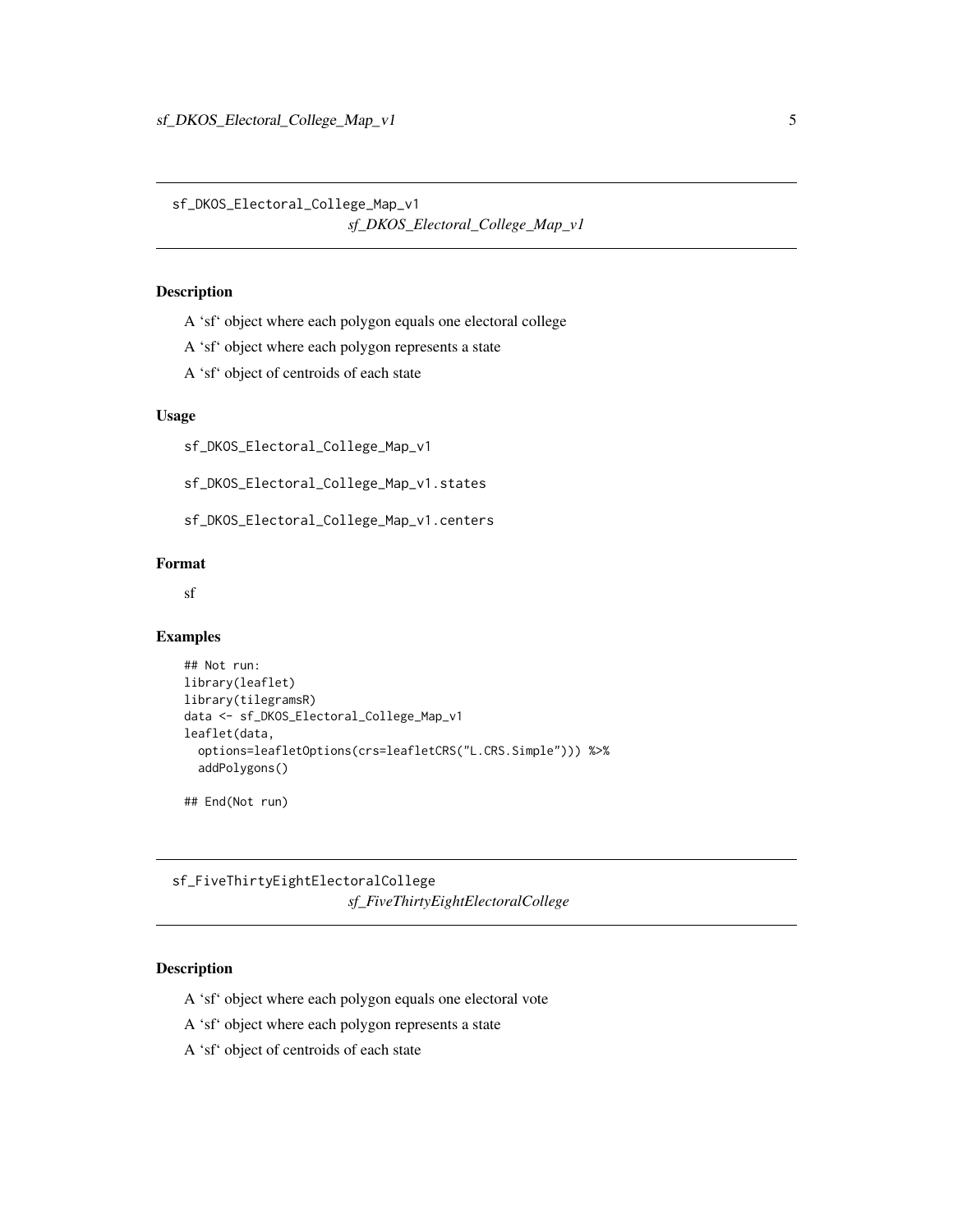## sf_DKOS_Electoral_College_Map_v1

*sf_DKOS_Electoral_College_Map_v1*

### Description

A 'sf' object where each polygon equals one electoral college

A 'sf' object where each polygon represents a state

A 'sf' object of centroids of each state

### Usage

```
sf_DKOS_Electoral_College_Map_v1

sf_DKOS_Electoral_College_Map_v1.states

sf_DKOS_Electoral_College_Map_v1.centers
```

### Format

sf

### Examples

```
## Not run:
library(leaflet)
library(tilegramsR)
data <- sf_DKOS_Electoral_College_Map_v1
leaflet(data,
  options=leafletOptions(crs=leafletCRS("L.CRS.Simple"))) %>%
  addPolygons()

## End(Not run)
```

## sf_FiveThirtyEightElectoralCollege

*sf_FiveThirtyEightElectoralCollege*

### Description

A 'sf' object where each polygon equals one electoral vote

A 'sf' object where each polygon represents a state

A 'sf' object of centroids of each state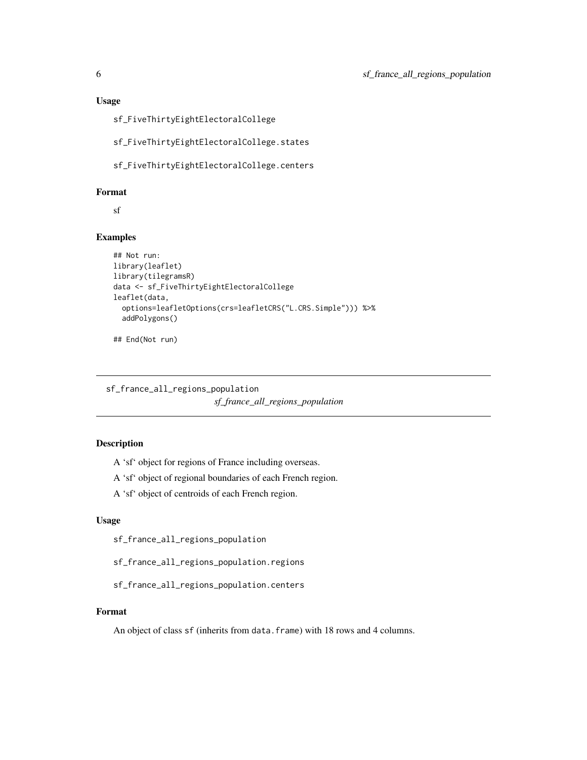### Usage

```
sf_FiveThirtyEightElectoralCollege

sf_FiveThirtyEightElectoralCollege.states

sf_FiveThirtyEightElectoralCollege.centers
```

### Format

sf

### Examples

```
## Not run:
library(leaflet)
library(tilegramsR)
data <- sf_FiveThirtyEightElectoralCollege
leaflet(data,
  options=leafletOptions(crs=leafletCRS("L.CRS.Simple"))) %>%
  addPolygons()

## End(Not run)
```

---

## sf_france_all_regions_population

*sf_france_all_regions_population*

---

### Description

A 'sf' object for regions of France including overseas.

A 'sf' object of regional boundaries of each French region.

A 'sf' object of centroids of each French region.

### Usage

```
sf_france_all_regions_population

sf_france_all_regions_population.regions

sf_france_all_regions_population.centers
```

### Format

An object of class `sf` (inherits from `data.frame`) with 18 rows and 4 columns.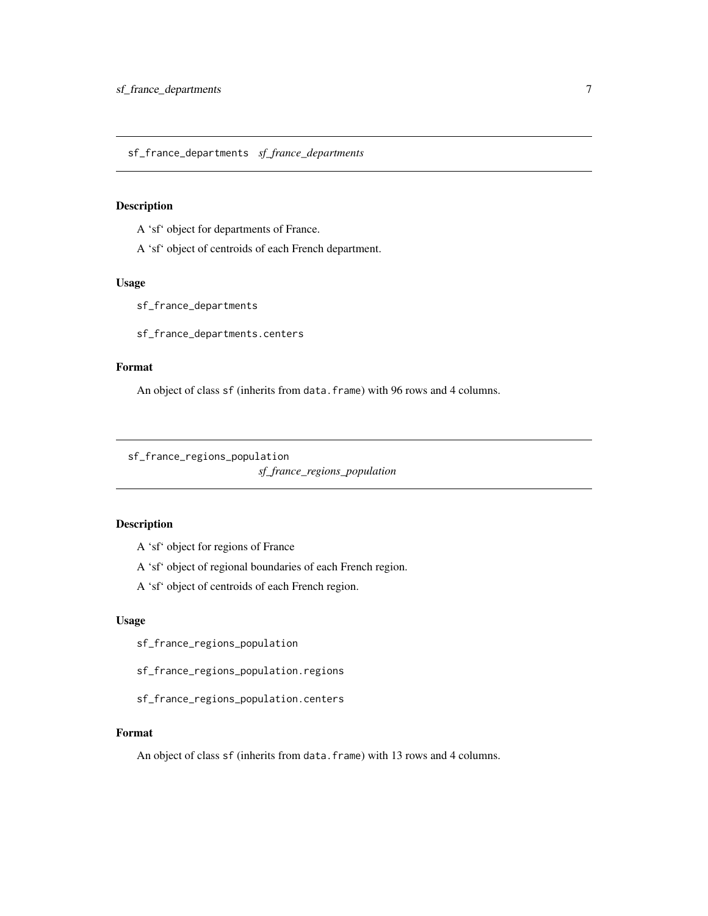## sf_france_departments *sf_france_departments*

### Description

A 'sf' object for departments of France.

A 'sf' object of centroids of each French department.

### Usage

```
sf_france_departments

sf_france_departments.centers
```

### Format

An object of class `sf` (inherits from `data.frame`) with 96 rows and 4 columns.

## sf_france_regions_population *sf_france_regions_population*

### Description

A 'sf' object for regions of France

A 'sf' object of regional boundaries of each French region.

A 'sf' object of centroids of each French region.

### Usage

```
sf_france_regions_population

sf_france_regions_population.regions

sf_france_regions_population.centers
```

### Format

An object of class `sf` (inherits from `data.frame`) with 13 rows and 4 columns.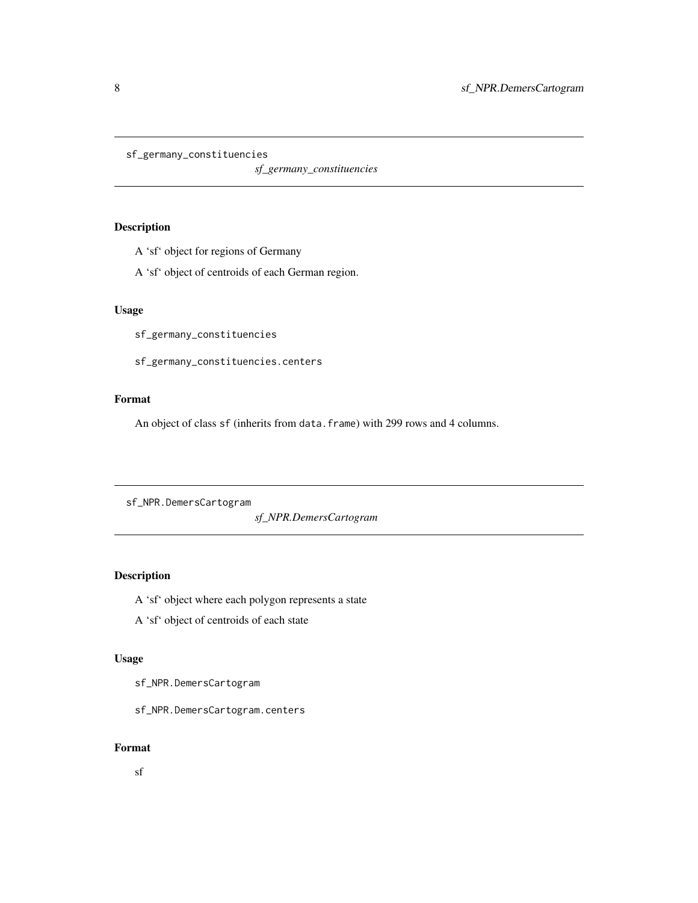## sf_germany_constituencies

*sf_germany_constituencies*

### Description

A 'sf' object for regions of Germany

A 'sf' object of centroids of each German region.

### Usage

```
sf_germany_constituencies

sf_germany_constituencies.centers
```

### Format

An object of class `sf` (inherits from `data.frame`) with 299 rows and 4 columns.

## sf_NPR.DemersCartogram

*sf_NPR.DemersCartogram*

### Description

A 'sf' object where each polygon represents a state

A 'sf' object of centroids of each state

### Usage

```
sf_NPR.DemersCartogram

sf_NPR.DemersCartogram.centers
```

### Format

sf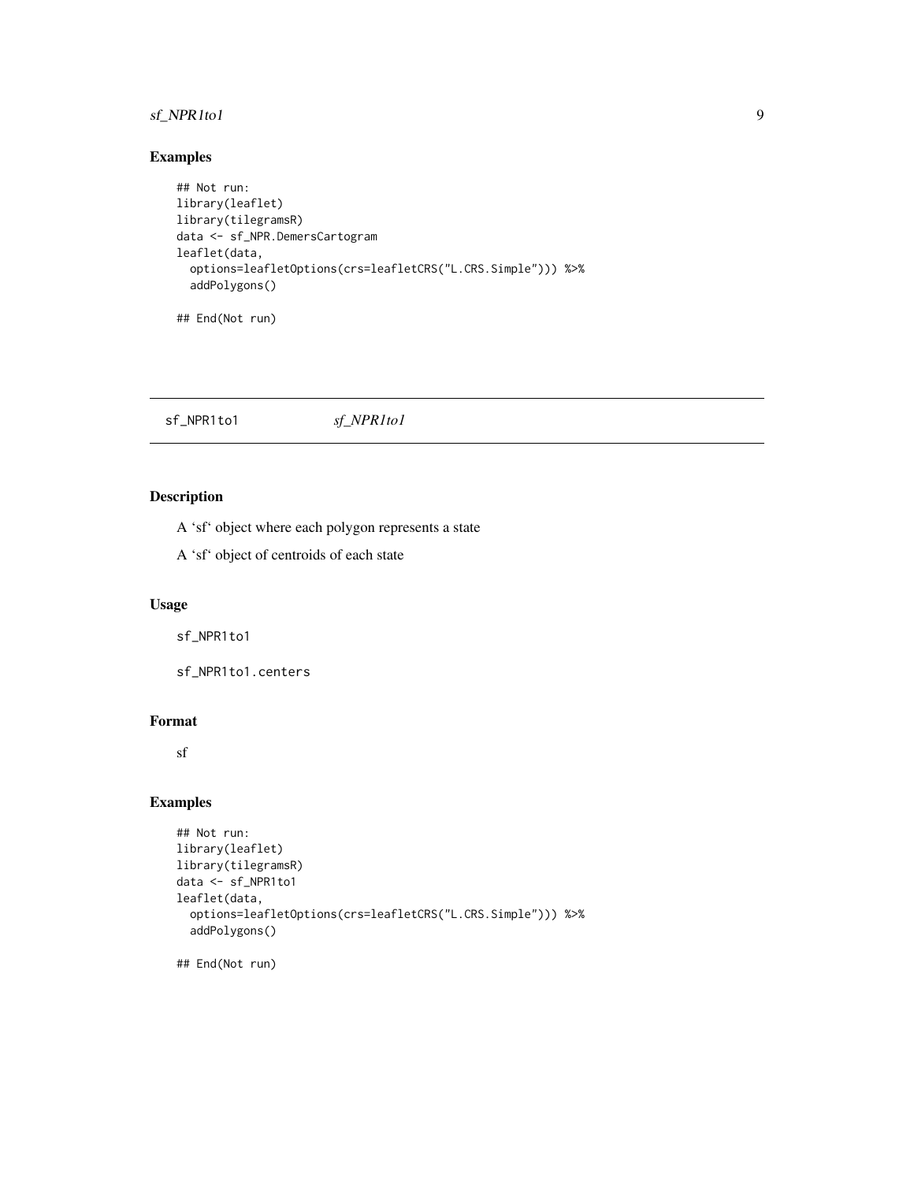## Examples

```
## Not run:
library(leaflet)
library(tilegramsR)
data <- sf_NPR.DemersCartogram
leaflet(data,
  options=leafletOptions(crs=leafletCRS("L.CRS.Simple"))) %>%
  addPolygons()

## End(Not run)
```

---

# sf_NPR1to1 *sf_NPR1to1*

---

## Description

A 'sf' object where each polygon represents a state

A 'sf' object of centroids of each state

## Usage

```
sf_NPR1to1

sf_NPR1to1.centers
```

## Format

sf

## Examples

```
## Not run:
library(leaflet)
library(tilegramsR)
data <- sf_NPR1to1
leaflet(data,
  options=leafletOptions(crs=leafletCRS("L.CRS.Simple"))) %>%
  addPolygons()

## End(Not run)
```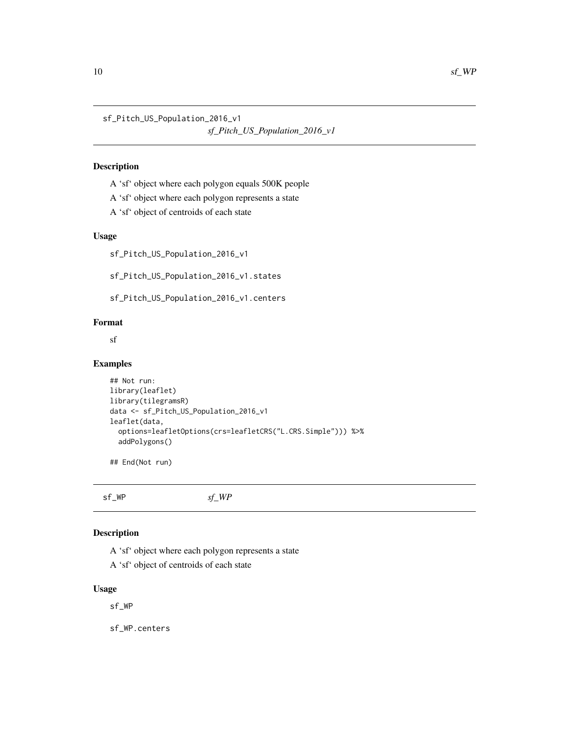## sf_Pitch_US_Population_2016_v1

*sf_Pitch_US_Population_2016_v1*

### Description

A 'sf' object where each polygon equals 500K people

A 'sf' object where each polygon represents a state

A 'sf' object of centroids of each state

### Usage

```
sf_Pitch_US_Population_2016_v1

sf_Pitch_US_Population_2016_v1.states

sf_Pitch_US_Population_2016_v1.centers
```

### Format

sf

### Examples

```
## Not run:
library(leaflet)
library(tilegramsR)
data <- sf_Pitch_US_Population_2016_v1
leaflet(data,
  options=leafletOptions(crs=leafletCRS("L.CRS.Simple"))) %>%
  addPolygons()

## End(Not run)
```

## sf_WP

*sf_WP*

### Description

A 'sf' object where each polygon represents a state

A 'sf' object of centroids of each state

### Usage

```
sf_WP

sf_WP.centers
```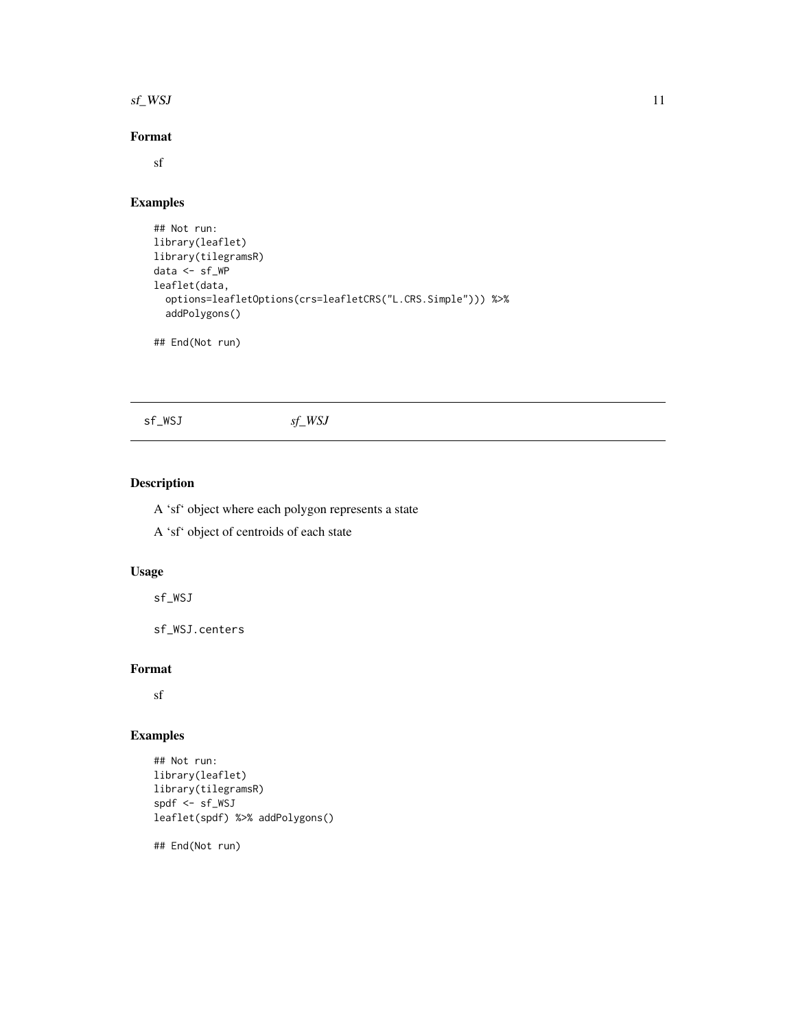## Format

sf

## Examples

```
## Not run:
library(leaflet)
library(tilegramsR)
data <- sf_WP
leaflet(data,
  options=leafletOptions(crs=leafletCRS("L.CRS.Simple"))) %>%
  addPolygons()

## End(Not run)
```

---

sf_WSJ *sf_WSJ*

---

## Description

A 'sf' object where each polygon represents a state

A 'sf' object of centroids of each state

## Usage

```
sf_WSJ

sf_WSJ.centers
```

## Format

sf

## Examples

```
## Not run:
library(leaflet)
library(tilegramsR)
spdf <- sf_WSJ
leaflet(spdf) %>% addPolygons()

## End(Not run)
```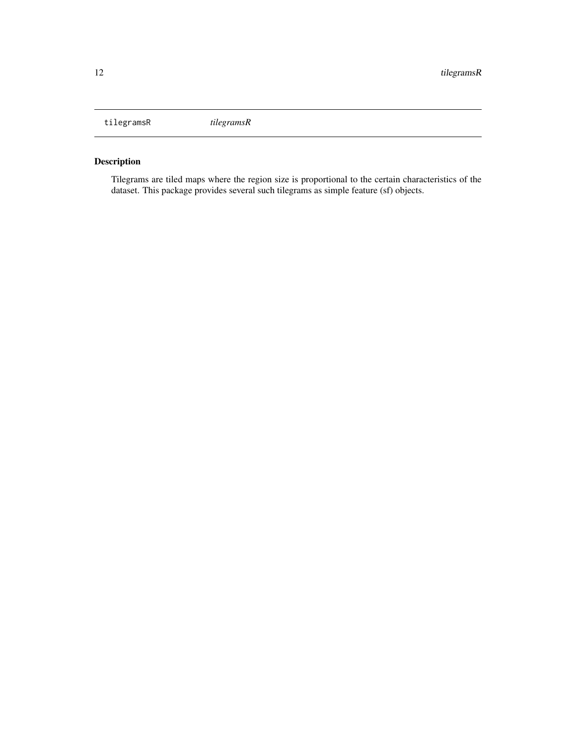tilegramsR *tilegramsR*

## Description

Tilegrams are tiled maps where the region size is proportional to the certain characteristics of the dataset. This package provides several such tilegrams as simple feature (sf) objects.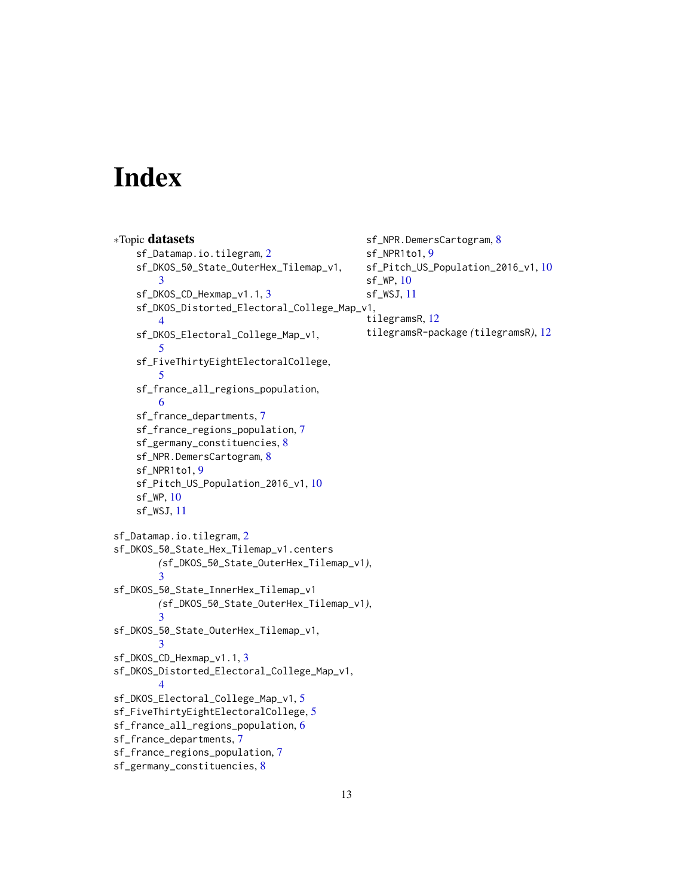# Index

∗Topic **datasets**

- sf_Datamap.io.tilegram, 2
- sf_DKOS_50_State_OuterHex_Tilemap_v1, 3
- sf_DKOS_CD_Hexmap_v1.1, 3
- sf_DKOS_Distorted_Electoral_College_Map_v1, 4
- sf_DKOS_Electoral_College_Map_v1, 5
- sf_FiveThirtyEightElectoralCollege, 5
- sf_france_all_regions_population, 6
- sf_france_departments, 7
- sf_france_regions_population, 7
- sf_germany_constituencies, 8
- sf_NPR.DemersCartogram, 8
- sf_NPR1to1, 9
- sf_Pitch_US_Population_2016_v1, 10
- sf_WP, 10
- sf_WSJ, 11

sf_Datamap.io.tilegram, 2
sf_DKOS_50_State_Hex_Tilemap_v1.centers (sf_DKOS_50_State_OuterHex_Tilemap_v1), 3
sf_DKOS_50_State_InnerHex_Tilemap_v1 (sf_DKOS_50_State_OuterHex_Tilemap_v1), 3
sf_DKOS_50_State_OuterHex_Tilemap_v1, 3
sf_DKOS_CD_Hexmap_v1.1, 3
sf_DKOS_Distorted_Electoral_College_Map_v1, 4
sf_DKOS_Electoral_College_Map_v1, 5
sf_FiveThirtyEightElectoralCollege, 5
sf_france_all_regions_population, 6
sf_france_departments, 7
sf_france_regions_population, 7
sf_germany_constituencies, 8
sf_NPR.DemersCartogram, 8
sf_NPR1to1, 9
sf_Pitch_US_Population_2016_v1, 10
sf_WP, 10
sf_WSJ, 11

tilegramsR, 12
tilegramsR-package *(tilegramsR)*, 12